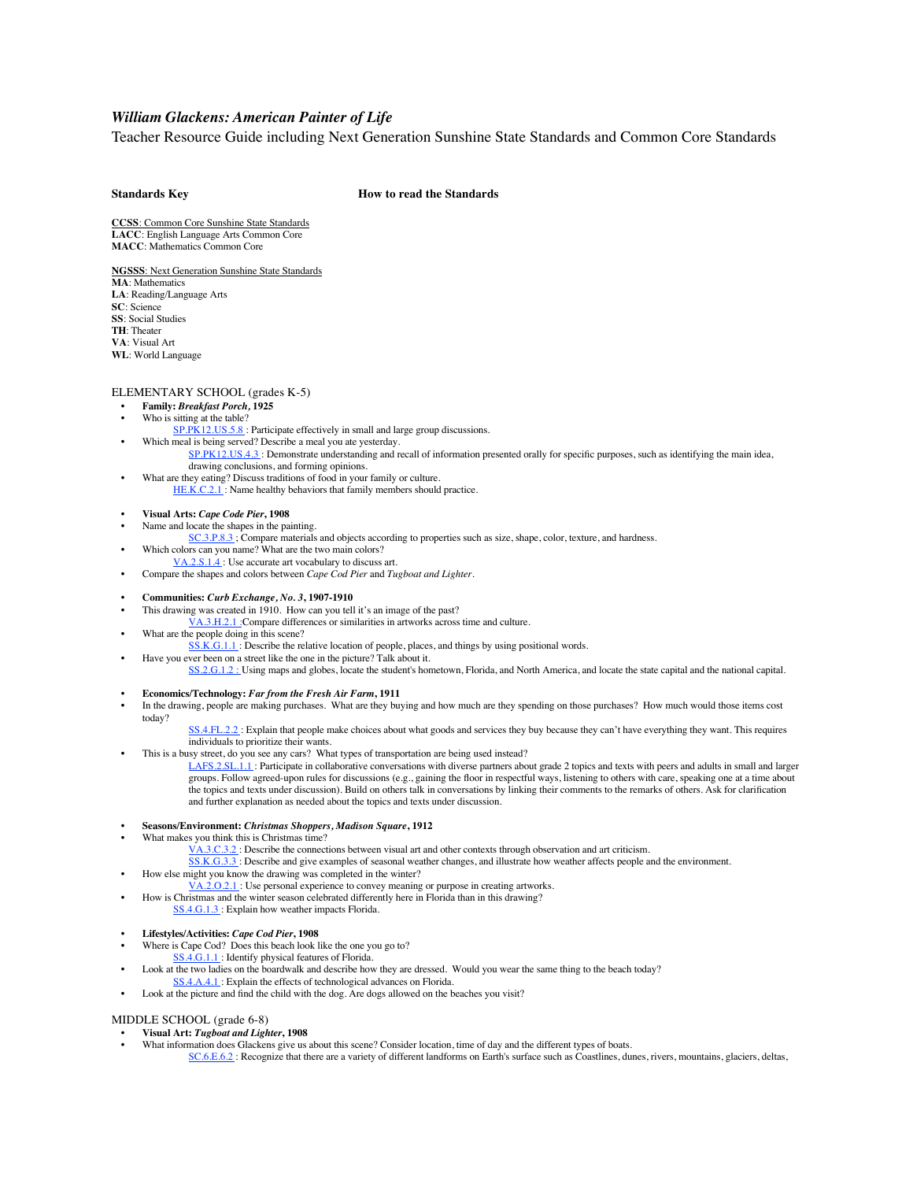# *William Glackens: American Painter of Life*

Teacher Resource Guide including Next Generation Sunshine State Standards and Common Core Standards

**Standards Key** **How to read the Standards**

**CCSS**: Common Core Sunshine State Standards
**LACC**: English Language Arts Common Core
**MACC**: Mathematics Common Core

**NGSSS**: Next Generation Sunshine State Standards
**MA**: Mathematics
**LA**: Reading/Language Arts
**SC**: Science
**SS**: Social Studies
**TH**: Theater
**VA**: Visual Art
**WL**: World Language

## ELEMENTARY SCHOOL (grades K-5)

- **Family: *Breakfast Porch*, 1925**
- Who is sitting at the table?
  - SP.PK12.US.5.8 : Participate effectively in small and large group discussions.
- Which meal is being served? Describe a meal you ate yesterday.
  - SP.PK12.US.4.3 : Demonstrate understanding and recall of information presented orally for specific purposes, such as identifying the main idea, drawing conclusions, and forming opinions.
- What are they eating? Discuss traditions of food in your family or culture.
  - HE.K.C.2.1 : Name healthy behaviors that family members should practice.

- **Visual Arts: *Cape Code Pier*, 1908**
- Name and locate the shapes in the painting.
  - SC.3.P.8.3 ; Compare materials and objects according to properties such as size, shape, color, texture, and hardness.
- Which colors can you name? What are the two main colors?
  - VA.2.S.1.4 : Use accurate art vocabulary to discuss art.
- Compare the shapes and colors between *Cape Cod Pier* and *Tugboat and Lighter*.

- **Communities: *Curb Exchange, No. 3*, 1907-1910**
- This drawing was created in 1910. How can you tell it's an image of the past?
  - VA.3.H.2.1 :Compare differences or similarities in artworks across time and culture.
- What are the people doing in this scene?
  - SS.K.G.1.1 : Describe the relative location of people, places, and things by using positional words.
- Have you ever been on a street like the one in the picture? Talk about it.
  - SS.2.G.1.2 : Using maps and globes, locate the student's hometown, Florida, and North America, and locate the state capital and the national capital.

- **Economics/Technology: *Far from the Fresh Air Farm*, 1911**
- In the drawing, people are making purchases. What are they buying and how much are they spending on those purchases? How much would those items cost today?
  - SS.4.FL.2.2 : Explain that people make choices about what goods and services they buy because they can't have everything they want. This requires individuals to prioritize their wants.
- This is a busy street, do you see any cars? What types of transportation are being used instead?
  - LAFS.2.SL.1.1 : Participate in collaborative conversations with diverse partners about grade 2 topics and texts with peers and adults in small and larger groups. Follow agreed-upon rules for discussions (e.g., gaining the floor in respectful ways, listening to others with care, speaking one at a time about the topics and texts under discussion). Build on others talk in conversations by linking their comments to the remarks of others. Ask for clarification and further explanation as needed about the topics and texts under discussion.

- **Seasons/Environment: *Christmas Shoppers, Madison Square*, 1912**
- What makes you think this is Christmas time?
  - VA.3.C.3.2 : Describe the connections between visual art and other contexts through observation and art criticism.
  - SS.K.G.3.3 : Describe and give examples of seasonal weather changes, and illustrate how weather affects people and the environment.
- How else might you know the drawing was completed in the winter?
  - VA.2.O.2.1 : Use personal experience to convey meaning or purpose in creating artworks.
- How is Christmas and the winter season celebrated differently here in Florida than in this drawing?
  - SS.4.G.1.3 : Explain how weather impacts Florida.

- **Lifestyles/Activities: *Cape Cod Pier*, 1908**
- Where is Cape Cod? Does this beach look like the one you go to?
  - SS.4.G.1.1 : Identify physical features of Florida.
- Look at the two ladies on the boardwalk and describe how they are dressed. Would you wear the same thing to the beach today?
  - SS.4.A.4.1 : Explain the effects of technological advances on Florida.
- Look at the picture and find the child with the dog. Are dogs allowed on the beaches you visit?

## MIDDLE SCHOOL (grade 6-8)

- **Visual Art: *Tugboat and Lighter*, 1908**
- What information does Glackens give us about this scene? Consider location, time of day and the different types of boats.
  - SC.6.E.6.2 : Recognize that there are a variety of different landforms on Earth's surface such as Coastlines, dunes, rivers, mountains, glaciers, deltas,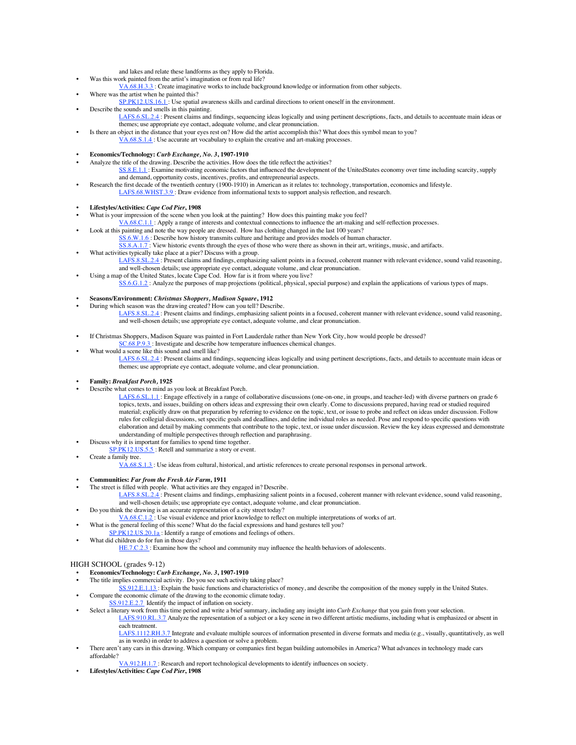and lakes and relate these landforms as they apply to Florida.

- Was this work painted from the artist's imagination or from real life?
  - VA.68.H.3.3 : Create imaginative works to include background knowledge or information from other subjects.
- Where was the artist when he painted this?
  - SP.PK12.US.16.1 : Use spatial awareness skills and cardinal directions to orient oneself in the environment.
- Describe the sounds and smells in this painting.
  - LAFS.6.SL.2.4 : Present claims and findings, sequencing ideas logically and using pertinent descriptions, facts, and details to accentuate main ideas or themes; use appropriate eye contact, adequate volume, and clear pronunciation.
- Is there an object in the distance that your eyes rest on? How did the artist accomplish this? What does this symbol mean to you?
  - VA.68.S.1.4 : Use accurate art vocabulary to explain the creative and art-making processes.

- **Economics/Technology: *Curb Exchange, No. 3*, 1907-1910**
- Analyze the title of the drawing. Describe the activities. How does the title reflect the activities?
  - SS.8.E.1.1 : Examine motivating economic factors that influenced the development of the UnitedStates economy over time including scarcity, supply and demand, opportunity costs, incentives, profits, and entrepreneurial aspects.
- Research the first decade of the twentieth century (1900-1910) in American as it relates to: technology, transportation, economics and lifestyle.
  - LAFS.68.WHST.3.9 : Draw evidence from informational texts to support analysis reflection, and research.

- **Lifestyles/Activities: *Cape Cod Pier*, 1908**
- What is your impression of the scene when you look at the painting? How does this painting make you feel?
  - VA.68.C.1.1 : Apply a range of interests and contextual connections to influence the art-making and self-reflection processes.
- Look at this painting and note the way people are dressed. How has clothing changed in the last 100 years?
  - SS.6.W.1.6 : Describe how history transmits culture and heritage and provides models of human character.
  - SS.8.A.1.7 : View historic events through the eyes of those who were there as shown in their art, writings, music, and artifacts.
- What activities typically take place at a pier? Discuss with a group.
  - LAFS.8.SL.2.4 : Present claims and findings, emphasizing salient points in a focused, coherent manner with relevant evidence, sound valid reasoning, and well-chosen details; use appropriate eye contact, adequate volume, and clear pronunciation.
- Using a map of the United States, locate Cape Cod. How far is it from where you live?
  - SS.6.G.1.2 : Analyze the purposes of map projections (political, physical, special purpose) and explain the applications of various types of maps.

- **Seasons/Environment: *Christmas Shoppers, Madison Square*, 1912**
- During which season was the drawing created? How can you tell? Describe.
  - LAFS.8.SL.2.4 : Present claims and findings, emphasizing salient points in a focused, coherent manner with relevant evidence, sound valid reasoning, and well-chosen details; use appropriate eye contact, adequate volume, and clear pronunciation.
- If Christmas Shoppers, Madison Square was painted in Fort Lauderdale rather than New York City, how would people be dressed?
  - SC.68.P.9.3 : Investigate and describe how temperature influences chemical changes.
- What would a scene like this sound and smell like?
  - LAFS.6.SL.2.4 : Present claims and findings, sequencing ideas logically and using pertinent descriptions, facts, and details to accentuate main ideas or themes; use appropriate eye contact, adequate volume, and clear pronunciation.

- **Family: *Breakfast Porch*, 1925**
- Describe what comes to mind as you look at Breakfast Porch.
  - LAFS.6.SL.1.1 : Engage effectively in a range of collaborative discussions (one-on-one, in groups, and teacher-led) with diverse partners on grade 6 topics, texts, and issues, building on others ideas and expressing their own clearly. Come to discussions prepared, having read or studied required material; explicitly draw on that preparation by referring to evidence on the topic, text, or issue to probe and reflect on ideas under discussion. Follow rules for collegial discussions, set specific goals and deadlines, and define individual roles as needed. Pose and respond to specific questions with elaboration and detail by making comments that contribute to the topic, text, or issue under discussion. Review the key ideas expressed and demonstrate understanding of multiple perspectives through reflection and paraphrasing.
- Discuss why it is important for families to spend time together.
  - SP.PK12.US.5.5 : Retell and summarize a story or event.
- Create a family tree.
  - VA.68.S.1.3 : Use ideas from cultural, historical, and artistic references to create personal responses in personal artwork.

- **Communities: *Far from the Fresh Air Farm*, 1911**
- The street is filled with people. What activities are they engaged in? Describe.
  - LAFS.8.SL.2.4 : Present claims and findings, emphasizing salient points in a focused, coherent manner with relevant evidence, sound valid reasoning, and well-chosen details; use appropriate eye contact, adequate volume, and clear pronunciation.
- Do you think the drawing is an accurate representation of a city street today?
  - VA.68.C.1.2 : Use visual evidence and prior knowledge to reflect on multiple interpretations of works of art.
- What is the general feeling of this scene? What do the facial expressions and hand gestures tell you?
  - SP.PK12.US.20.1a : Identify a range of emotions and feelings of others.
- What did children do for fun in those days?
  - HE.7.C.2.3 : Examine how the school and community may influence the health behaviors of adolescents.

HIGH SCHOOL (grades 9-12)

- **Economics/Technology: *Curb Exchange, No. 3*, 1907-1910**
- The title implies commercial activity. Do you see such activity taking place?
  - SS.912.E.1.13 : Explain the basic functions and characteristics of money, and describe the composition of the money supply in the United States.
- Compare the economic climate of the drawing to the economic climate today.
  - SS.912.E.2.7 Identify the impact of inflation on society.
- Select a literary work from this time period and write a brief summary, including any insight into *Curb Exchange* that you gain from your selection.
  - LAFS.910.RL.3.7 Analyze the representation of a subject or a key scene in two different artistic mediums, including what is emphasized or absent in each treatment.
  - LAFS.1112.RH.3.7 Integrate and evaluate multiple sources of information presented in diverse formats and media (e.g., visually, quantitatively, as well as in words) in order to address a question or solve a problem.
- There aren't any cars in this drawing. Which company or companies first began building automobiles in America? What advances in technology made cars affordable?
  - VA.912.H.1.7 : Research and report technological developments to identify influences on society.
- **Lifestyles/Activities: *Cape Cod Pier*, 1908**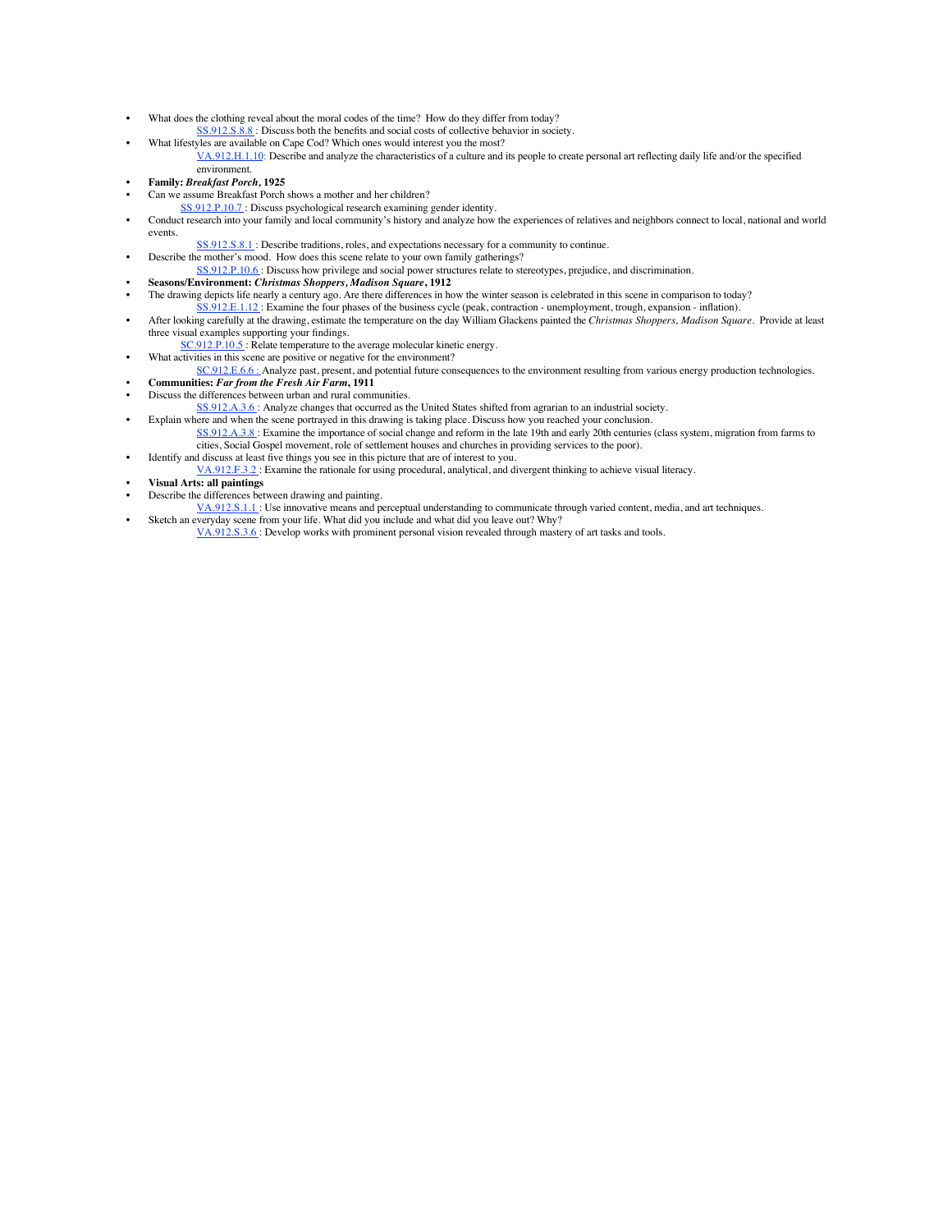- What does the clothing reveal about the moral codes of the time? How do they differ from today?
    - SS.912.S.8.8 : Discuss both the benefits and social costs of collective behavior in society.
- What lifestyles are available on Cape Cod? Which ones would interest you the most?
    - VA.912.H.1.10: Describe and analyze the characteristics of a culture and its people to create personal art reflecting daily life and/or the specified environment.
- **Family: *Breakfast Porch*, 1925**
- Can we assume Breakfast Porch shows a mother and her children?
    - SS.912.P.10.7 : Discuss psychological research examining gender identity.
- Conduct research into your family and local community's history and analyze how the experiences of relatives and neighbors connect to local, national and world events.
    - SS.912.S.8.1 : Describe traditions, roles, and expectations necessary for a community to continue.
- Describe the mother's mood. How does this scene relate to your own family gatherings?
    - SS.912.P.10.6 : Discuss how privilege and social power structures relate to stereotypes, prejudice, and discrimination.
- **Seasons/Environment: *Christmas Shoppers, Madison Square*, 1912**
- The drawing depicts life nearly a century ago. Are there differences in how the winter season is celebrated in this scene in comparison to today?
    - SS.912.E.1.12 : Examine the four phases of the business cycle (peak, contraction - unemployment, trough, expansion - inflation).
- After looking carefully at the drawing, estimate the temperature on the day William Glackens painted the *Christmas Shoppers, Madison Square*. Provide at least three visual examples supporting your findings.
    - SC.912.P.10.5 : Relate temperature to the average molecular kinetic energy.
- What activities in this scene are positive or negative for the environment?
    - SC.912.E.6.6 : Analyze past, present, and potential future consequences to the environment resulting from various energy production technologies.
- **Communities: *Far from the Fresh Air Farm*, 1911**
- Discuss the differences between urban and rural communities.
    - SS.912.A.3.6 : Analyze changes that occurred as the United States shifted from agrarian to an industrial society.
- Explain where and when the scene portrayed in this drawing is taking place. Discuss how you reached your conclusion.
    - SS.912.A.3.8 : Examine the importance of social change and reform in the late 19th and early 20th centuries (class system, migration from farms to cities, Social Gospel movement, role of settlement houses and churches in providing services to the poor).
- Identify and discuss at least five things you see in this picture that are of interest to you.
    - VA.912.F.3.2 : Examine the rationale for using procedural, analytical, and divergent thinking to achieve visual literacy.
- **Visual Arts: all paintings**
- Describe the differences between drawing and painting.
    - VA.912.S.1.1 : Use innovative means and perceptual understanding to communicate through varied content, media, and art techniques.
- Sketch an everyday scene from your life. What did you include and what did you leave out? Why?
    - VA.912.S.3.6 : Develop works with prominent personal vision revealed through mastery of art tasks and tools.